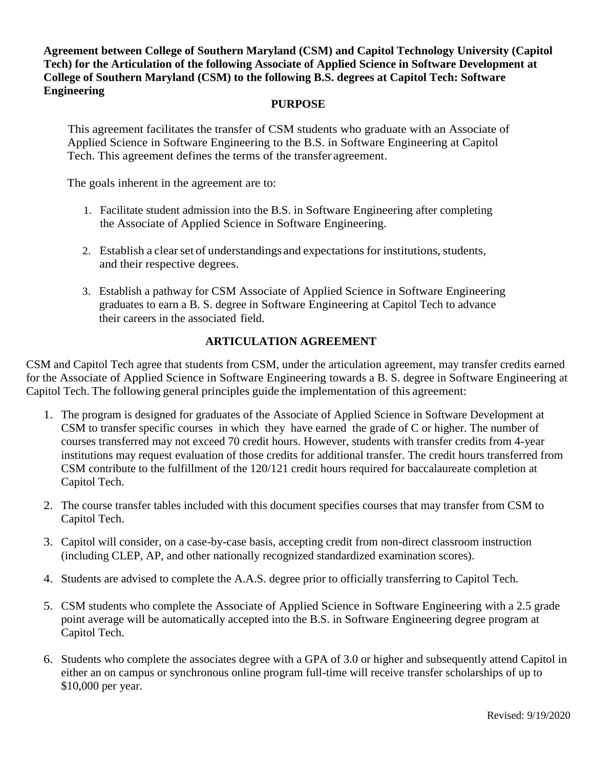**Agreement between College of Southern Maryland (CSM) and Capitol Technology University (Capitol Tech) for the Articulation of the following Associate of Applied Science in Software Development at College of Southern Maryland (CSM) to the following B.S. degrees at Capitol Tech: Software Engineering**

## PURPOSE

This agreement facilitates the transfer of CSM students who graduate with an Associate of Applied Science in Software Engineering to the B.S. in Software Engineering at Capitol Tech. This agreement defines the terms of the transfer agreement.

The goals inherent in the agreement are to:

1. Facilitate student admission into the B.S. in Software Engineering after completing the Associate of Applied Science in Software Engineering.
2. Establish a clear set of understandings and expectations for institutions, students, and their respective degrees.
3. Establish a pathway for CSM Associate of Applied Science in Software Engineering graduates to earn a B. S. degree in Software Engineering at Capitol Tech to advance their careers in the associated field.

## ARTICULATION AGREEMENT

CSM and Capitol Tech agree that students from CSM, under the articulation agreement, may transfer credits earned for the Associate of Applied Science in Software Engineering towards a B. S. degree in Software Engineering at Capitol Tech. The following general principles guide the implementation of this agreement:

1. The program is designed for graduates of the Associate of Applied Science in Software Development at CSM to transfer specific courses in which they have earned the grade of C or higher. The number of courses transferred may not exceed 70 credit hours. However, students with transfer credits from 4-year institutions may request evaluation of those credits for additional transfer. The credit hours transferred from CSM contribute to the fulfillment of the 120/121 credit hours required for baccalaureate completion at Capitol Tech.
2. The course transfer tables included with this document specifies courses that may transfer from CSM to Capitol Tech.
3. Capitol will consider, on a case-by-case basis, accepting credit from non-direct classroom instruction (including CLEP, AP, and other nationally recognized standardized examination scores).
4. Students are advised to complete the A.A.S. degree prior to officially transferring to Capitol Tech.
5. CSM students who complete the Associate of Applied Science in Software Engineering with a 2.5 grade point average will be automatically accepted into the B.S. in Software Engineering degree program at Capitol Tech.
6. Students who complete the associates degree with a GPA of 3.0 or higher and subsequently attend Capitol in either an on campus or synchronous online program full-time will receive transfer scholarships of up to $10,000 per year.

Revised: 9/19/2020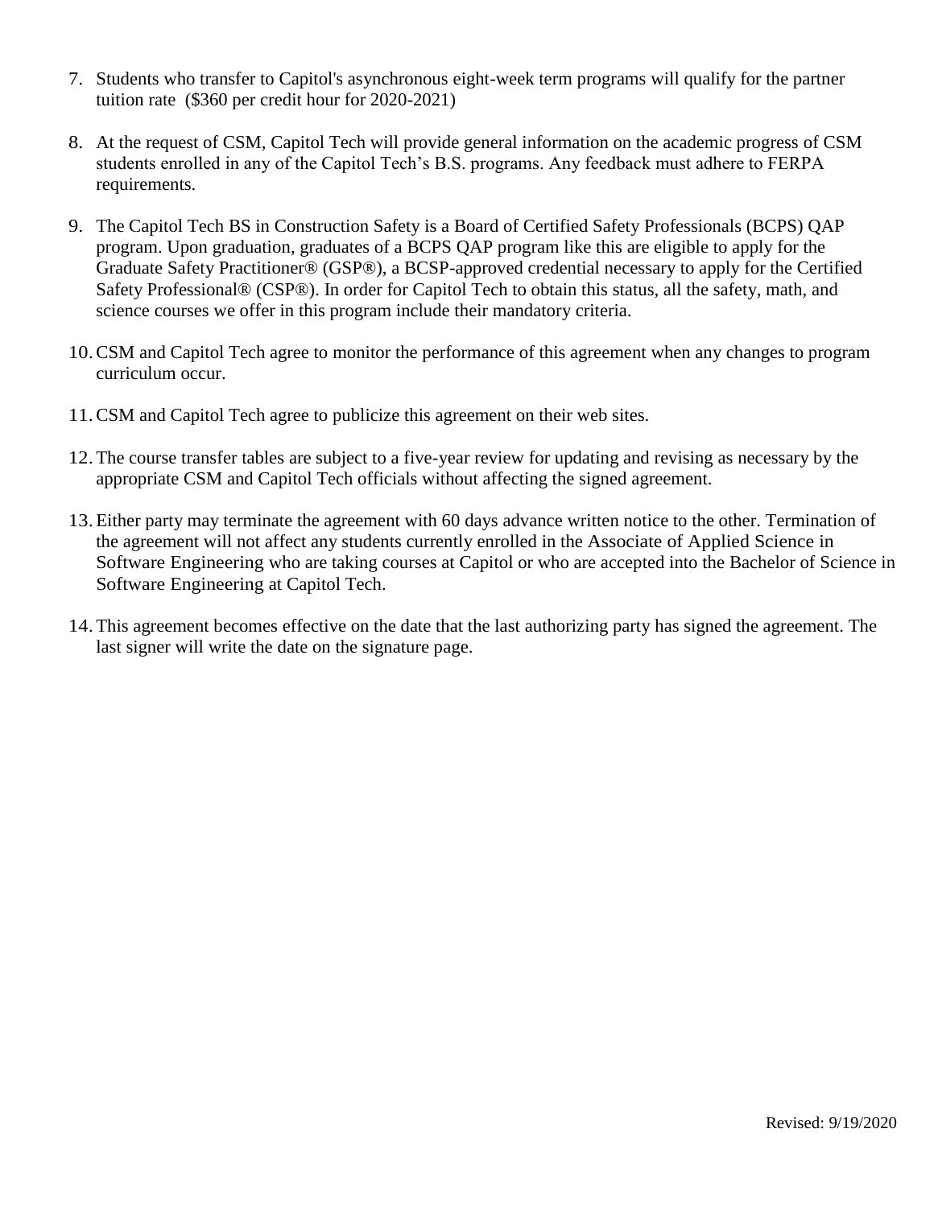7. Students who transfer to Capitol's asynchronous eight-week term programs will qualify for the partner tuition rate (\$360 per credit hour for 2020-2021)

8. At the request of CSM, Capitol Tech will provide general information on the academic progress of CSM students enrolled in any of the Capitol Tech's B.S. programs. Any feedback must adhere to FERPA requirements.

9. The Capitol Tech BS in Construction Safety is a Board of Certified Safety Professionals (BCPS) QAP program. Upon graduation, graduates of a BCPS QAP program like this are eligible to apply for the Graduate Safety Practitioner® (GSP®), a BCSP-approved credential necessary to apply for the Certified Safety Professional® (CSP®). In order for Capitol Tech to obtain this status, all the safety, math, and science courses we offer in this program include their mandatory criteria.

10. CSM and Capitol Tech agree to monitor the performance of this agreement when any changes to program curriculum occur.

11. CSM and Capitol Tech agree to publicize this agreement on their web sites.

12. The course transfer tables are subject to a five-year review for updating and revising as necessary by the appropriate CSM and Capitol Tech officials without affecting the signed agreement.

13. Either party may terminate the agreement with 60 days advance written notice to the other. Termination of the agreement will not affect any students currently enrolled in the Associate of Applied Science in Software Engineering who are taking courses at Capitol or who are accepted into the Bachelor of Science in Software Engineering at Capitol Tech.

14. This agreement becomes effective on the date that the last authorizing party has signed the agreement. The last signer will write the date on the signature page.

Revised: 9/19/2020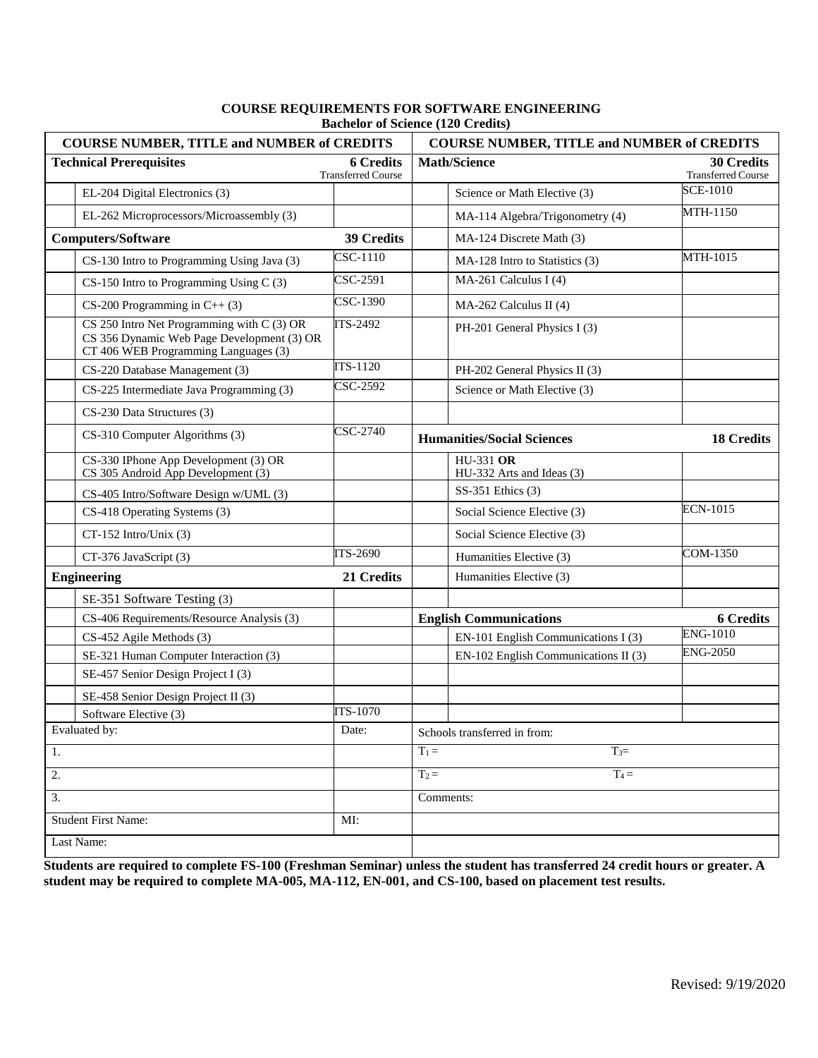**COURSE REQUIREMENTS FOR SOFTWARE ENGINEERING**
**Bachelor of Science (120 Credits)**

| | COURSE NUMBER, TITLE and NUMBER of CREDITS | | | COURSE NUMBER, TITLE and NUMBER of CREDITS | |
|---|---|---|---|---|---|
| **Technical Prerequisites** | | **6 Credits** Transferred Course | **Math/Science** | | **30 Credits** Transferred Course |
| | EL-204 Digital Electronics (3) | | | Science or Math Elective (3) | SCE-1010 |
| | EL-262 Microprocessors/Microassembly (3) | | | MA-114 Algebra/Trigonometry (4) | MTH-1150 |
| **Computers/Software** | | **39 Credits** | | MA-124 Discrete Math (3) | |
| | CS-130 Intro to Programming Using Java (3) | CSC-1110 | | MA-128 Intro to Statistics (3) | MTH-1015 |
| | CS-150 Intro to Programming Using C (3) | CSC-2591 | | MA-261 Calculus I (4) | |
| | CS-200 Programming in C++ (3) | CSC-1390 | | MA-262 Calculus II (4) | |
| | CS 250 Intro Net Programming with C (3) OR CS 356 Dynamic Web Page Development (3) OR CT 406 WEB Programming Languages (3) | ITS-2492 | | PH-201 General Physics I (3) | |
| | CS-220 Database Management (3) | ITS-1120 | | PH-202 General Physics II (3) | |
| | CS-225 Intermediate Java Programming (3) | CSC-2592 | | Science or Math Elective (3) | |
| | CS-230 Data Structures (3) | | | | |
| | CS-310 Computer Algorithms (3) | CSC-2740 | **Humanities/Social Sciences** | | **18 Credits** |
| | CS-330 IPhone App Development (3) OR CS 305 Android App Development (3) | | | HU-331 **OR** HU-332 Arts and Ideas (3) | |
| | CS-405 Intro/Software Design w/UML (3) | | | SS-351 Ethics (3) | |
| | CS-418 Operating Systems (3) | | | Social Science Elective (3) | ECN-1015 |
| | CT-152 Intro/Unix (3) | | | Social Science Elective (3) | |
| | CT-376 JavaScript (3) | ITS-2690 | | Humanities Elective (3) | COM-1350 |
| **Engineering** | | **21 Credits** | | Humanities Elective (3) | |
| | SE-351 Software Testing (3) | | | | |
| | CS-406 Requirements/Resource Analysis (3) | | **English Communications** | | **6 Credits** |
| | CS-452 Agile Methods (3) | | | EN-101 English Communications I (3) | ENG-1010 |
| | SE-321 Human Computer Interaction (3) | | | EN-102 English Communications II (3) | ENG-2050 |
| | SE-457 Senior Design Project I (3) | | | | |
| | SE-458 Senior Design Project II (3) | | | | |
| | Software Elective (3) | ITS-1070 | | | |
| Evaluated by: | | Date: | Schools transferred from: | | |
| 1. | | | T1 = | T3= | |
| 2. | | | T2 = | T4 = | |
| 3. | | | Comments: | | |
| Student First Name: | | MI: | | | |
| Last Name: | | | | | |

**Students are required to complete FS-100 (Freshman Seminar) unless the student has transferred 24 credit hours or greater. A student may be required to complete MA-005, MA-112, EN-001, and CS-100, based on placement test results.**

Revised: 9/19/2020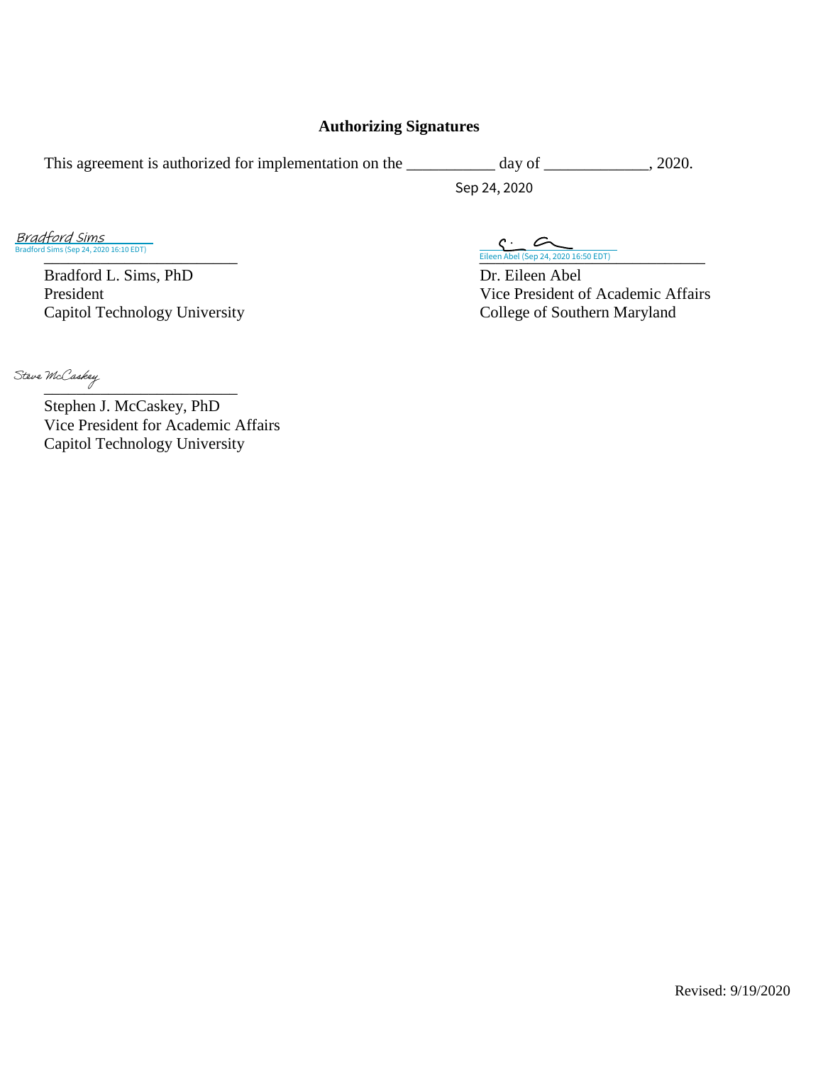## Authorizing Signatures

This agreement is authorized for implementation on the ___________ day of _____________, 2020.

Sep 24, 2020

Bradford Sims
Bradford Sims (Sep 24, 2020 16:10 EDT)

Bradford L. Sims, PhD
President
Capitol Technology University

Eileen Abel (Sep 24, 2020 16:50 EDT)

Dr. Eileen Abel
Vice President of Academic Affairs
College of Southern Maryland

Steve McCaskey

Stephen J. McCaskey, PhD
Vice President for Academic Affairs
Capitol Technology University

Revised: 9/19/2020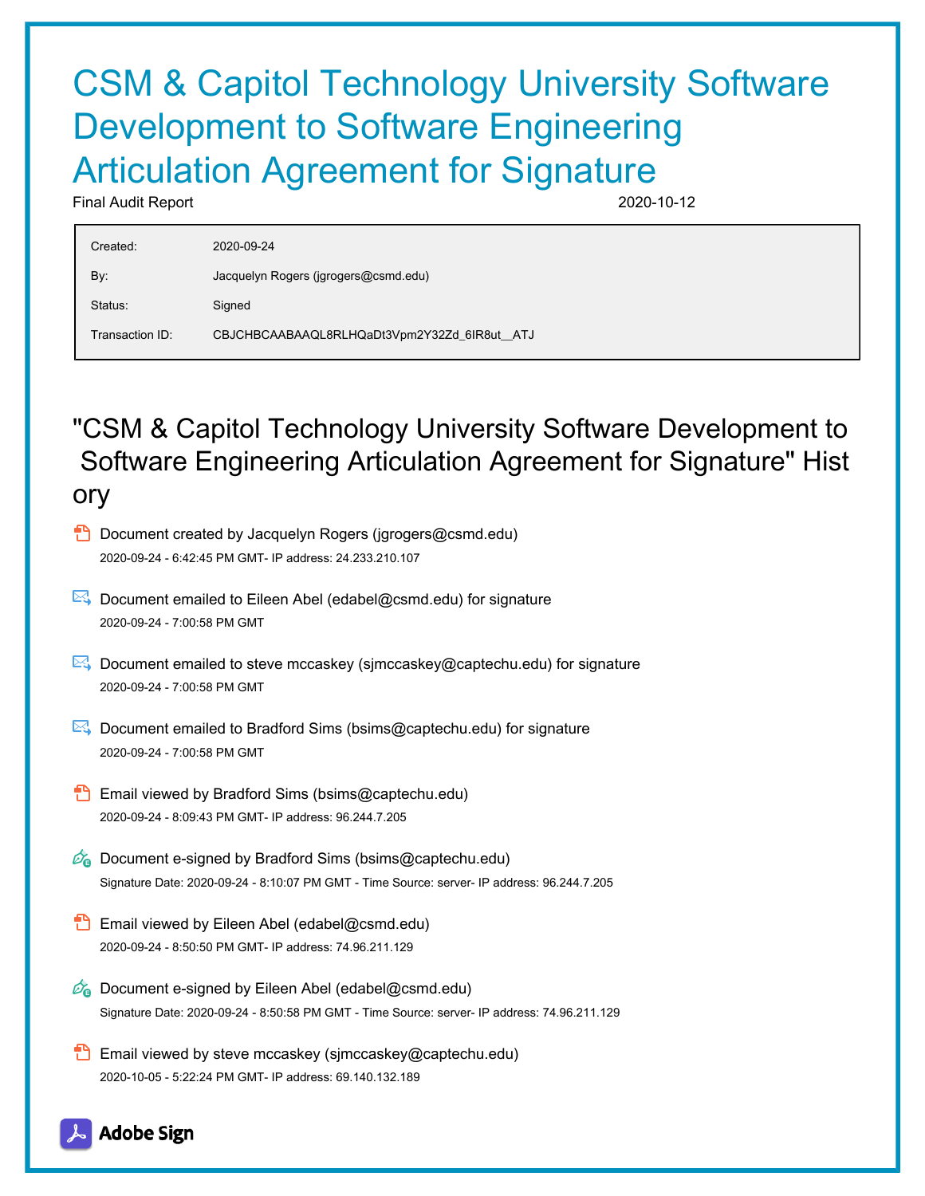# CSM & Capitol Technology University Software Development to Software Engineering Articulation Agreement for Signature

Final Audit Report 2020-10-12

| | |
|---|---|
| Created: | 2020-09-24 |
| By: | Jacquelyn Rogers (jgrogers@csmd.edu) |
| Status: | Signed |
| Transaction ID: | CBJCHBCAABAAQL8RLHQaDt3Vpm2Y32Zd_6IR8ut__ATJ |

## "CSM & Capitol Technology University Software Development to Software Engineering Articulation Agreement for Signature" History

- Document created by Jacquelyn Rogers (jgrogers@csmd.edu)
  2020-09-24 - 6:42:45 PM GMT- IP address: 24.233.210.107

- Document emailed to Eileen Abel (edabel@csmd.edu) for signature
  2020-09-24 - 7:00:58 PM GMT

- Document emailed to steve mccaskey (sjmccaskey@captechu.edu) for signature
  2020-09-24 - 7:00:58 PM GMT

- Document emailed to Bradford Sims (bsims@captechu.edu) for signature
  2020-09-24 - 7:00:58 PM GMT

- Email viewed by Bradford Sims (bsims@captechu.edu)
  2020-09-24 - 8:09:43 PM GMT- IP address: 96.244.7.205

- Document e-signed by Bradford Sims (bsims@captechu.edu)
  Signature Date: 2020-09-24 - 8:10:07 PM GMT - Time Source: server- IP address: 96.244.7.205

- Email viewed by Eileen Abel (edabel@csmd.edu)
  2020-09-24 - 8:50:50 PM GMT- IP address: 74.96.211.129

- Document e-signed by Eileen Abel (edabel@csmd.edu)
  Signature Date: 2020-09-24 - 8:50:58 PM GMT - Time Source: server- IP address: 74.96.211.129

- Email viewed by steve mccaskey (sjmccaskey@captechu.edu)
  2020-10-05 - 5:22:24 PM GMT- IP address: 69.140.132.189

Adobe Sign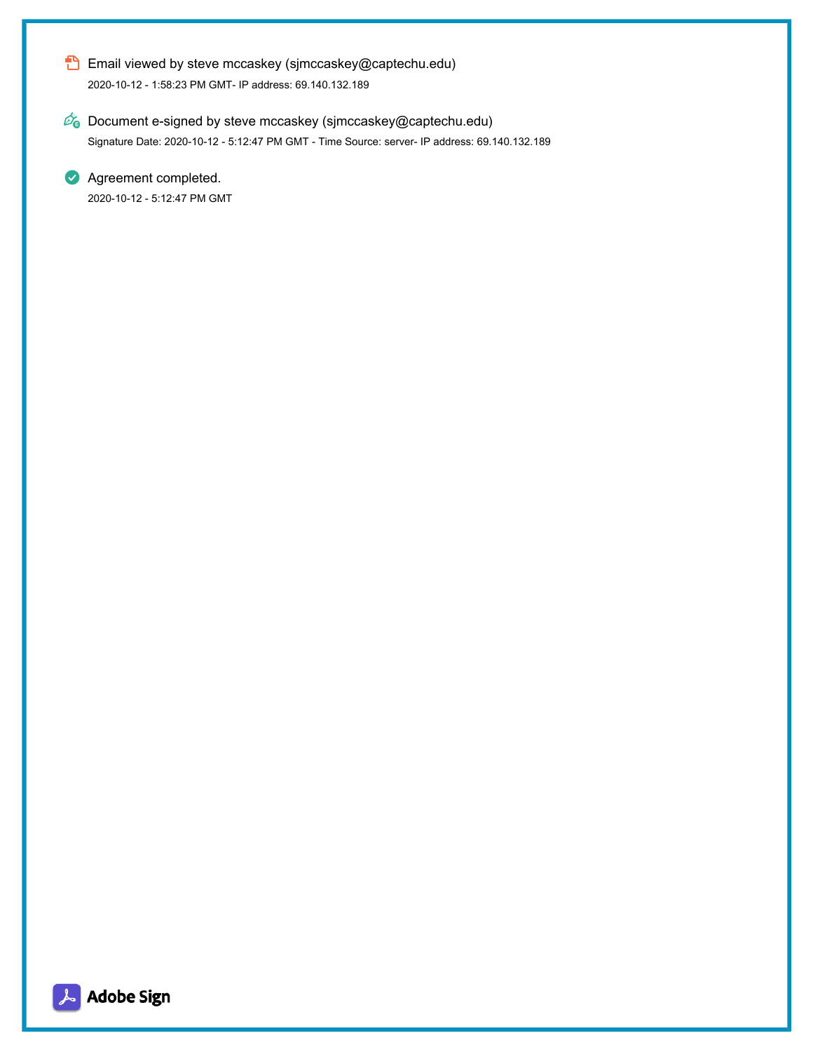Email viewed by steve mccaskey (sjmccaskey@captechu.edu)

2020-10-12 - 1:58:23 PM GMT- IP address: 69.140.132.189

Document e-signed by steve mccaskey (sjmccaskey@captechu.edu)

Signature Date: 2020-10-12 - 5:12:47 PM GMT - Time Source: server- IP address: 69.140.132.189

Agreement completed.

2020-10-12 - 5:12:47 PM GMT

Adobe Sign